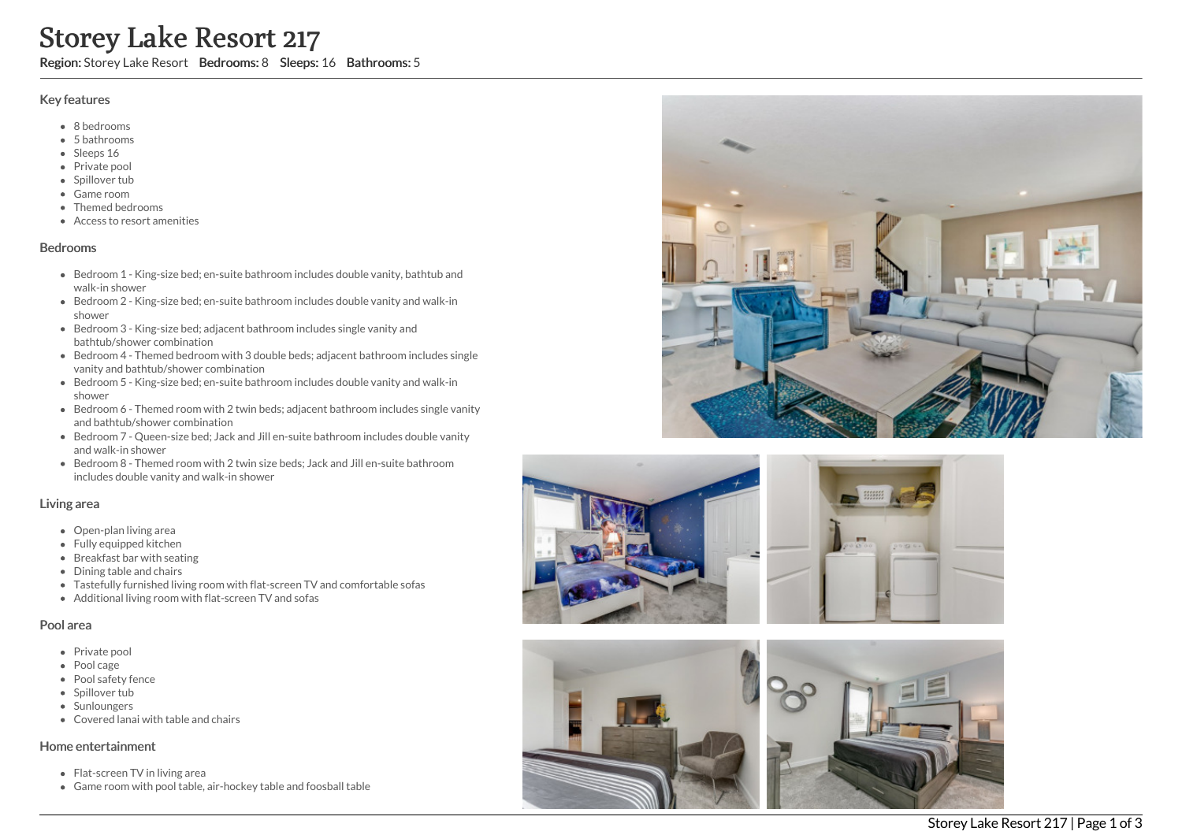# Storey Lake Resort 217

**Region:** Storey Lake Resort **Bedrooms:** 8 **Sleeps:** 16 **Bathrooms:** 5

## Key features

- 8 bedrooms
- 5 bathrooms
- Sleeps 16
- Private pool
- Spillover tub
- Game room
- Themed bedrooms
- Access to resort amenities

## Bedrooms

- Bedroom 1 - King-size bed; en-suite bathroom includes double vanity, bathtub and walk-in shower
- Bedroom 2 - King-size bed; en-suite bathroom includes double vanity and walk-in shower
- Bedroom 3 - King-size bed; adjacent bathroom includes single vanity and bathtub/shower combination
- Bedroom 4 - Themed bedroom with 3 double beds; adjacent bathroom includes single vanity and bathtub/shower combination
- Bedroom 5 - King-size bed; en-suite bathroom includes double vanity and walk-in shower
- Bedroom 6 - Themed room with 2 twin beds; adjacent bathroom includes single vanity and bathtub/shower combination
- Bedroom 7 - Queen-size bed; Jack and Jill en-suite bathroom includes double vanity and walk-in shower
- Bedroom 8 - Themed room with 2 twin size beds; Jack and Jill en-suite bathroom includes double vanity and walk-in shower

## Living area

- Open-plan living area
- Fully equipped kitchen
- Breakfast bar with seating
- Dining table and chairs
- Tastefully furnished living room with flat-screen TV and comfortable sofas
- Additional living room with flat-screen TV and sofas

## Pool area

- Private pool
- Pool cage
- Pool safety fence
- Spillover tub
- Sunloungers
- Covered lanai with table and chairs

## Home entertainment

- Flat-screen TV in living area
- Game room with pool table, air-hockey table and foosball table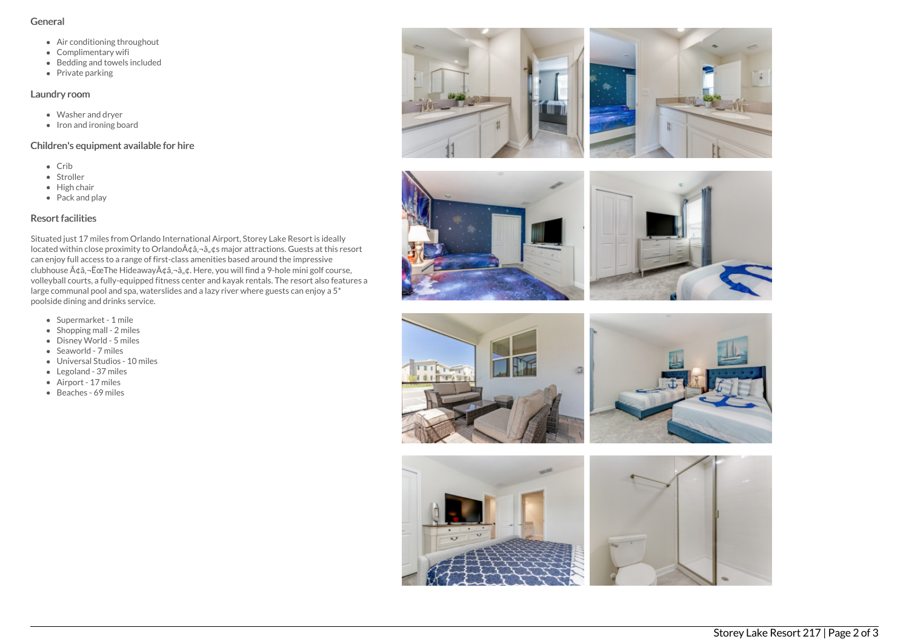## General

- Air conditioning throughout
- Complimentary wifi
- Bedding and towels included
- Private parking

## Laundry room

- Washer and dryer
- Iron and ironing board

## Children's equipment available for hire

- Crib
- Stroller
- High chair
- Pack and play

## Resort facilities

Situated just 17 miles from Orlando International Airport, Storey Lake Resort is ideally located within close proximity to OrlandoÃ¢â‚¬â„¢s major attractions. Guests at this resort can enjoy full access to a range of first-class amenities based around the impressive clubhouse Ã¢â‚¬ËœThe HideawayÃ¢â‚¬â„¢. Here, you will find a 9-hole mini golf course, volleyball courts, a fully-equipped fitness center and kayak rentals. The resort also features a large communal pool and spa, waterslides and a lazy river where guests can enjoy a 5* poolside dining and drinks service.

- Supermarket - 1 mile
- Shopping mall - 2 miles
- Disney World - 5 miles
- Seaworld - 7 miles
- Universal Studios - 10 miles
- Legoland - 37 miles
- Airport - 17 miles
- Beaches - 69 miles